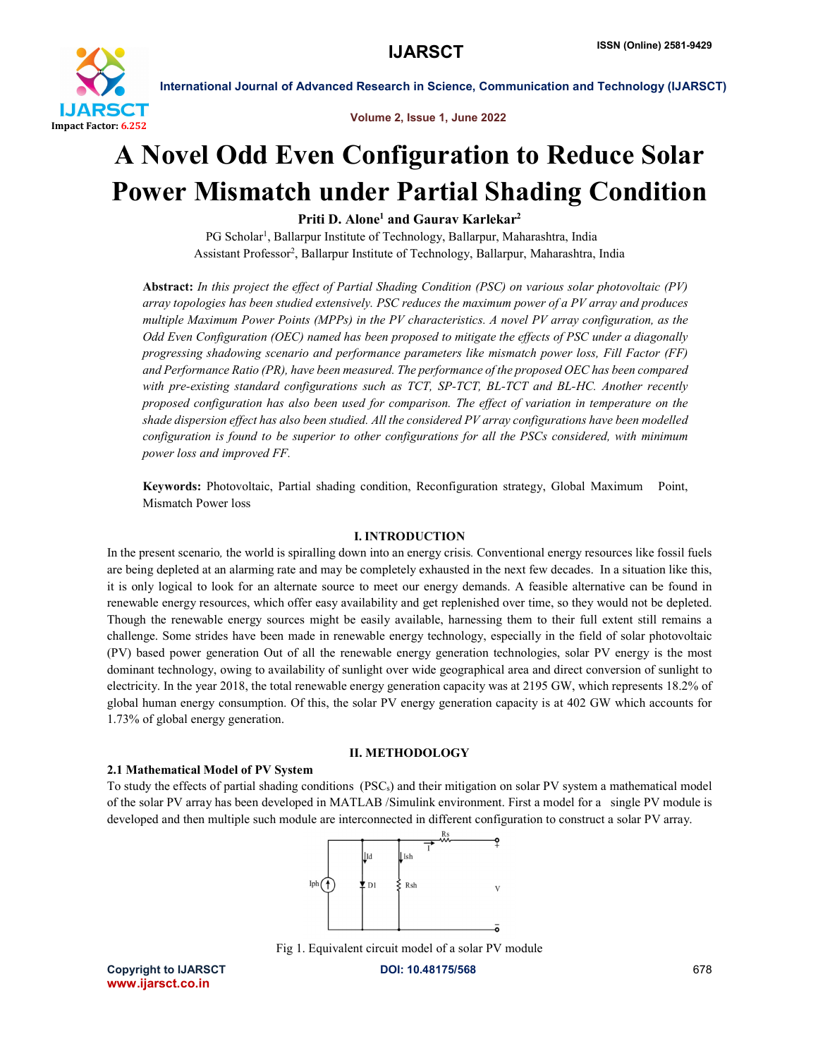# A Novel Odd Even Configuration to Reduce Solar Power Mismatch under Partial Shading Condition

**Priti D. Alone[1] and Gaurav Karlekar[2]**

PG Scholar[1], Ballarpur Institute of Technology, Ballarpur, Maharashtra, India
Assistant Professor[2], Ballarpur Institute of Technology, Ballarpur, Maharashtra, India

**Abstract:** *In this project the effect of Partial Shading Condition (PSC) on various solar photovoltaic (PV) array topologies has been studied extensively. PSC reduces the maximum power of a PV array and produces multiple Maximum Power Points (MPPs) in the PV characteristics. A novel PV array configuration, as the Odd Even Configuration (OEC) named has been proposed to mitigate the effects of PSC under a diagonally progressing shadowing scenario and performance parameters like mismatch power loss, Fill Factor (FF) and Performance Ratio (PR), have been measured. The performance of the proposed OEC has been compared with pre-existing standard configurations such as TCT, SP-TCT, BL-TCT and BL-HC. Another recently proposed configuration has also been used for comparison. The effect of variation in temperature on the shade dispersion effect has also been studied. All the considered PV array configurations have been modelled configuration is found to be superior to other configurations for all the PSCs considered, with minimum power loss and improved FF.*

**Keywords:** Photovoltaic, Partial shading condition, Reconfiguration strategy, Global Maximum Point, Mismatch Power loss

## I. INTRODUCTION

In the present scenario, the world is spiralling down into an energy crisis. Conventional energy resources like fossil fuels are being depleted at an alarming rate and may be completely exhausted in the next few decades. In a situation like this, it is only logical to look for an alternate source to meet our energy demands. A feasible alternative can be found in renewable energy resources, which offer easy availability and get replenished over time, so they would not be depleted. Though the renewable energy sources might be easily available, harnessing them to their full extent still remains a challenge. Some strides have been made in renewable energy technology, especially in the field of solar photovoltaic (PV) based power generation Out of all the renewable energy generation technologies, solar PV energy is the most dominant technology, owing to availability of sunlight over wide geographical area and direct conversion of sunlight to electricity. In the year 2018, the total renewable energy generation capacity was at 2195 GW, which represents 18.2% of global human energy consumption. Of this, the solar PV energy generation capacity is at 402 GW which accounts for 1.73% of global energy generation.

## II. METHODOLOGY

### 2.1 Mathematical Model of PV System

To study the effects of partial shading conditions ($PSC_s$) and their mitigation on solar PV system a mathematical model of the solar PV array has been developed in MATLAB /Simulink environment. First a model for a single PV module is developed and then multiple such module are interconnected in different configuration to construct a solar PV array.

Fig 1. Equivalent circuit model of a solar PV module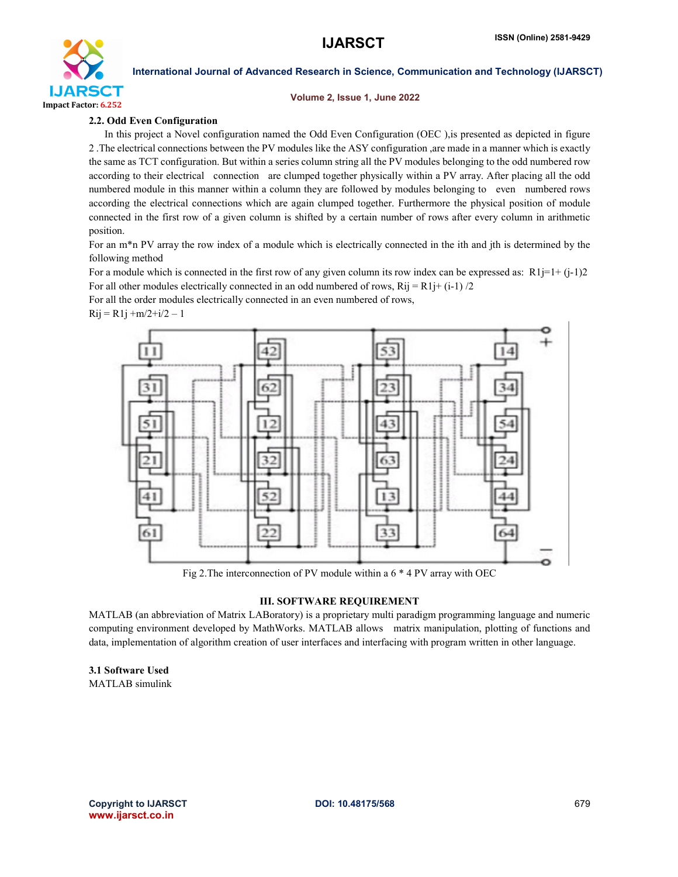### 2.2. Odd Even Configuration

In this project a Novel configuration named the Odd Even Configuration (OEC ),is presented as depicted in figure 2 .The electrical connections between the PV modules like the ASY configuration ,are made in a manner which is exactly the same as TCT configuration. But within a series column string all the PV modules belonging to the odd numbered row according to their electrical connection are clumped together physically within a PV array. After placing all the odd numbered module in this manner within a column they are followed by modules belonging to even numbered rows according the electrical connections which are again clumped together. Furthermore the physical position of module connected in the first row of a given column is shifted by a certain number of rows after every column in arithmetic position.

For an m*n PV array the row index of a module which is electrically connected in the ith and jth is determined by the following method

For a module which is connected in the first row of any given column its row index can be expressed as: $R1j=1+ (j-1)2$

For all other modules electrically connected in an odd numbered of rows, $Rij = R1j+ (i-1) /2$

For all the order modules electrically connected in an even numbered of rows,

$Rij = R1j +m/2+i/2 – 1$

Fig 2.The interconnection of PV module within a 6 * 4 PV array with OEC

## III. SOFTWARE REQUIREMENT

MATLAB (an abbreviation of Matrix LABoratory) is a proprietary multi paradigm programming language and numeric computing environment developed by MathWorks. MATLAB allows matrix manipulation, plotting of functions and data, implementation of algorithm creation of user interfaces and interfacing with program written in other language.

### 3.1 Software Used

MATLAB simulink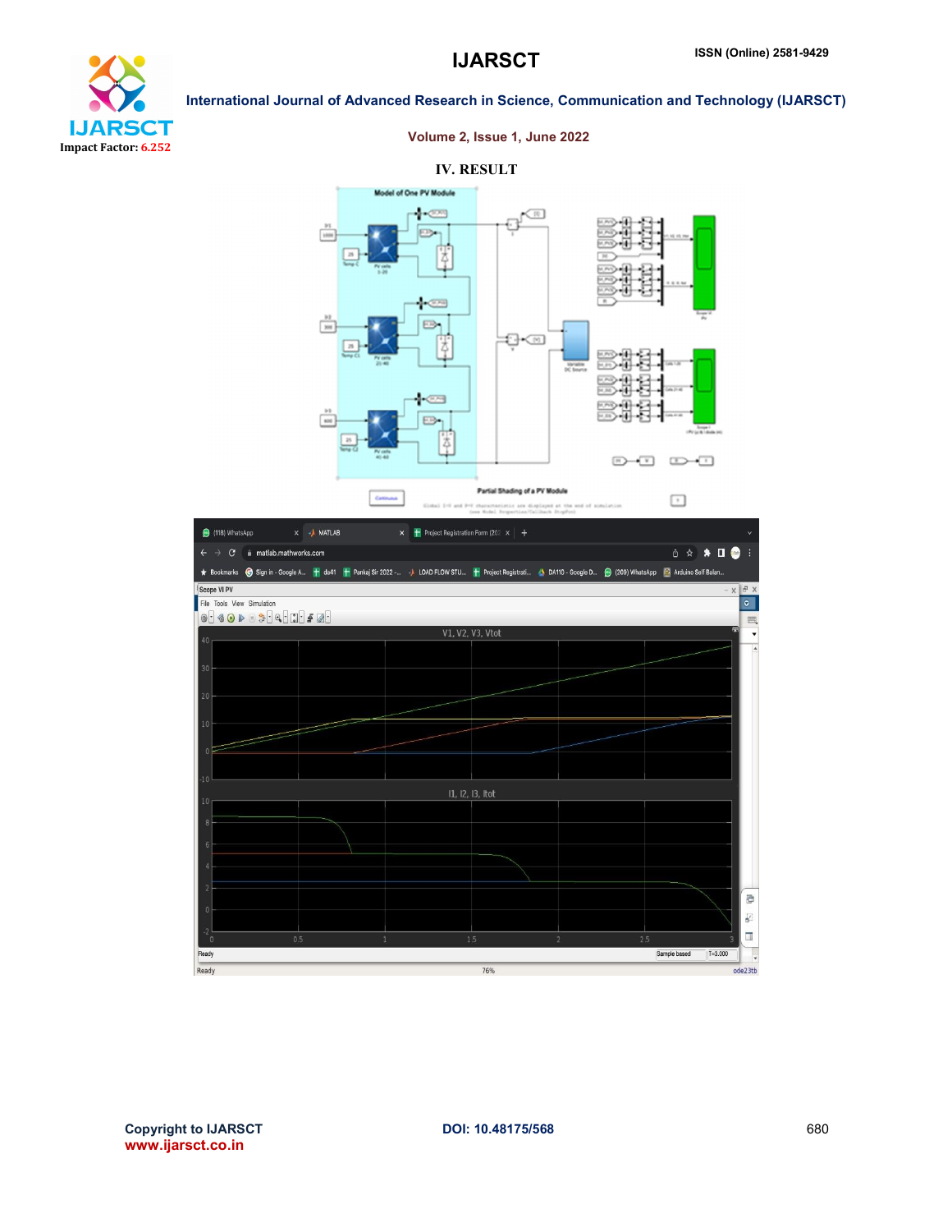## IV. RESULT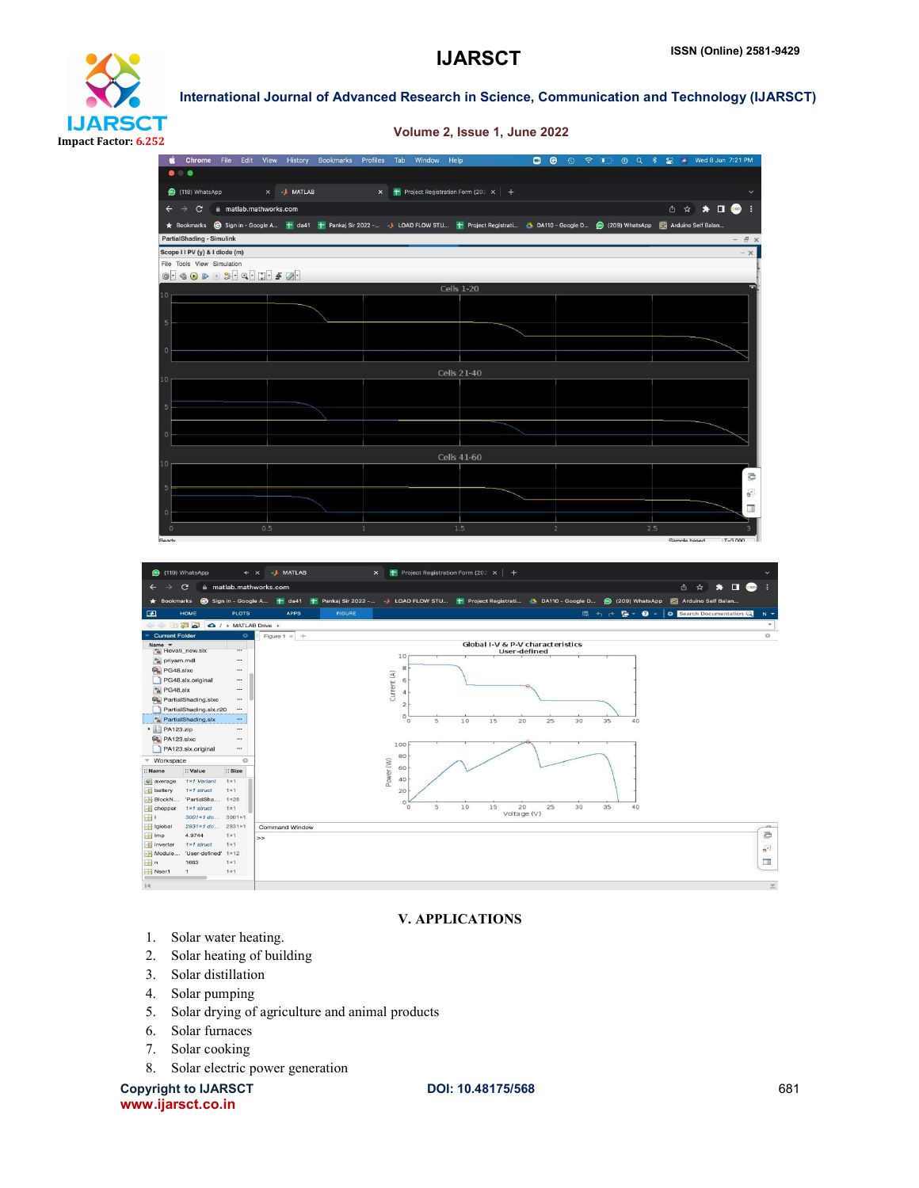## V. APPLICATIONS

1. Solar water heating.
2. Solar heating of building
3. Solar distillation
4. Solar pumping
5. Solar drying of agriculture and animal products
6. Solar furnaces
7. Solar cooking
8. Solar electric power generation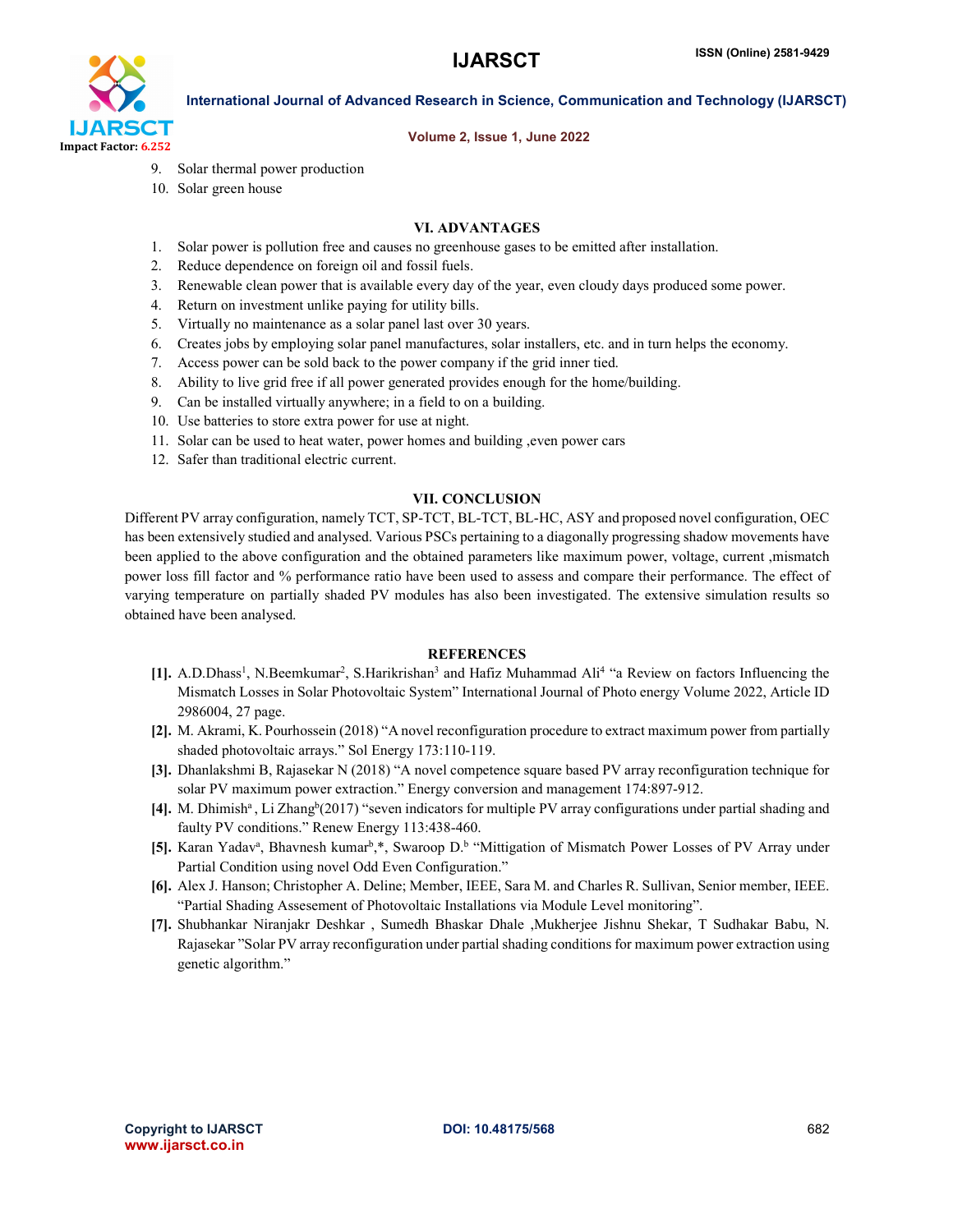9. Solar thermal power production
10. Solar green house

## VI. ADVANTAGES

1. Solar power is pollution free and causes no greenhouse gases to be emitted after installation.
2. Reduce dependence on foreign oil and fossil fuels.
3. Renewable clean power that is available every day of the year, even cloudy days produced some power.
4. Return on investment unlike paying for utility bills.
5. Virtually no maintenance as a solar panel last over 30 years.
6. Creates jobs by employing solar panel manufactures, solar installers, etc. and in turn helps the economy.
7. Access power can be sold back to the power company if the grid inner tied.
8. Ability to live grid free if all power generated provides enough for the home/building.
9. Can be installed virtually anywhere; in a field to on a building.
10. Use batteries to store extra power for use at night.
11. Solar can be used to heat water, power homes and building ,even power cars
12. Safer than traditional electric current.

## VII. CONCLUSION

Different PV array configuration, namely TCT, SP-TCT, BL-TCT, BL-HC, ASY and proposed novel configuration, OEC has been extensively studied and analysed. Various PSCs pertaining to a diagonally progressing shadow movements have been applied to the above configuration and the obtained parameters like maximum power, voltage, current ,mismatch power loss fill factor and % performance ratio have been used to assess and compare their performance. The effect of varying temperature on partially shaded PV modules has also been investigated. The extensive simulation results so obtained have been analysed.

## REFERENCES

**[1].** A.D.Dhass[1], N.Beemkumar[2], S.Harikrishan[3] and Hafiz Muhammad Ali[4] "a Review on factors Influencing the Mismatch Losses in Solar Photovoltaic System" International Journal of Photo energy Volume 2022, Article ID 2986004, 27 page.

**[2].** M. Akrami, K. Pourhossein (2018) "A novel reconfiguration procedure to extract maximum power from partially shaded photovoltaic arrays." Sol Energy 173:110-119.

**[3].** Dhanlakshmi B, Rajasekar N (2018) "A novel competence square based PV array reconfiguration technique for solar PV maximum power extraction." Energy conversion and management 174:897-912.

**[4].** M. Dhimish[a] , Li Zhang[b](2017) "seven indicators for multiple PV array configurations under partial shading and faulty PV conditions." Renew Energy 113:438-460.

**[5].** Karan Yadav[a], Bhavnesh kumar[b],*, Swaroop D.[b] "Mittigation of Mismatch Power Losses of PV Array under Partial Condition using novel Odd Even Configuration."

**[6].** Alex J. Hanson; Christopher A. Deline; Member, IEEE, Sara M. and Charles R. Sullivan, Senior member, IEEE. "Partial Shading Assesement of Photovoltaic Installations via Module Level monitoring".

**[7].** Shubhankar Niranjakr Deshkar , Sumedh Bhaskar Dhale ,Mukherjee Jishnu Shekar, T Sudhakar Babu, N. Rajasekar "Solar PV array reconfiguration under partial shading conditions for maximum power extraction using genetic algorithm."